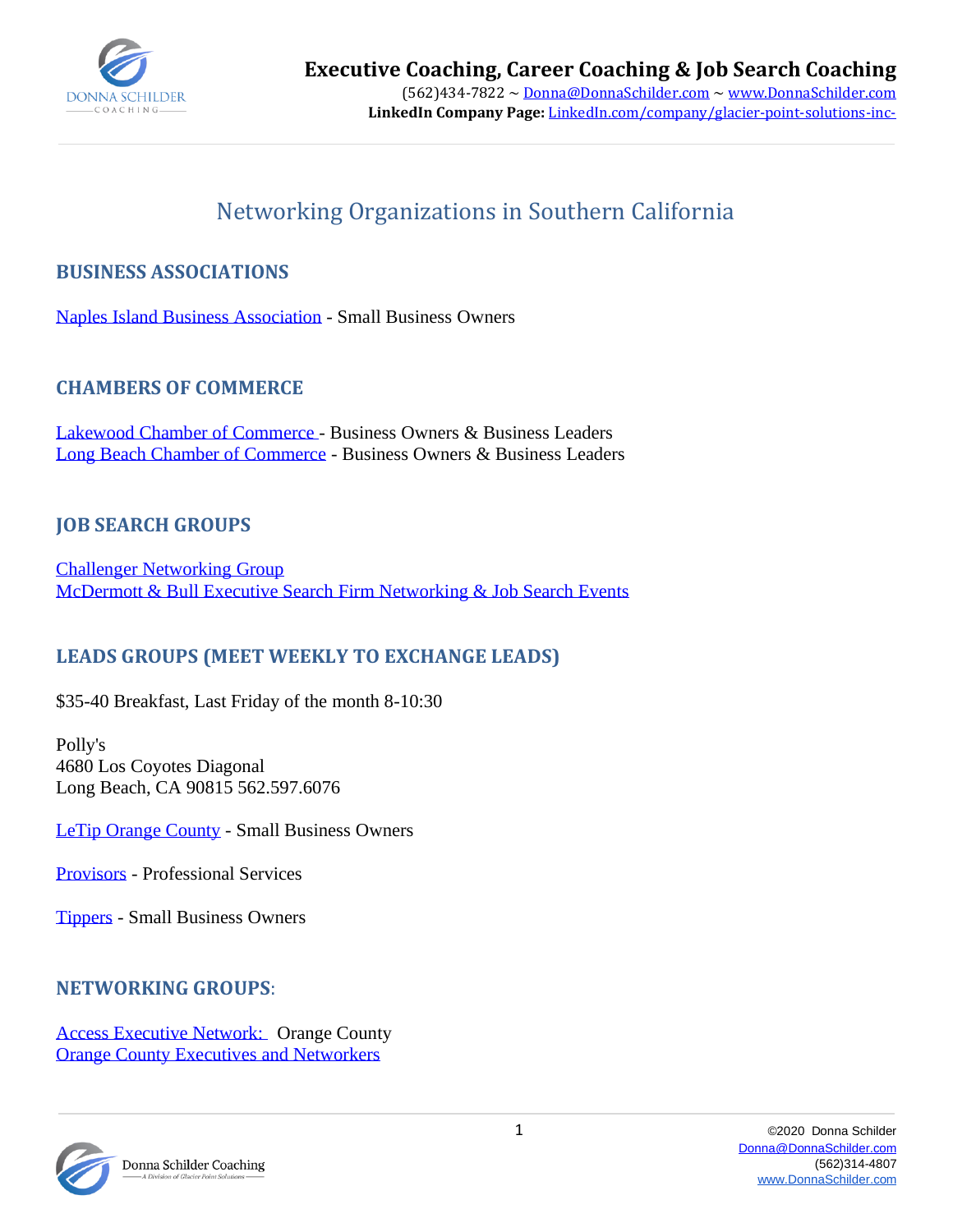# Executive Coaching, Career Coaching & Job Search Coaching

(562)434-7822 ~ Donna@DonnaSchilder.com ~ www.DonnaSchilder.com
**LinkedIn Company Page:** LinkedIn.com/company/glacier-point-solutions-inc-

## Networking Organizations in Southern California

### BUSINESS ASSOCIATIONS

Naples Island Business Association - Small Business Owners

### CHAMBERS OF COMMERCE

Lakewood Chamber of Commerce - Business Owners & Business Leaders
Long Beach Chamber of Commerce - Business Owners & Business Leaders

### JOB SEARCH GROUPS

Challenger Networking Group
McDermott & Bull Executive Search Firm Networking & Job Search Events

### LEADS GROUPS (MEET WEEKLY TO EXCHANGE LEADS)

$35-40 Breakfast, Last Friday of the month 8-10:30

Polly's
4680 Los Coyotes Diagonal
Long Beach, CA 90815 562.597.6076

LeTip Orange County - Small Business Owners

Provisors - Professional Services

Tippers - Small Business Owners

### NETWORKING GROUPS:

Access Executive Network: Orange County
Orange County Executives and Networkers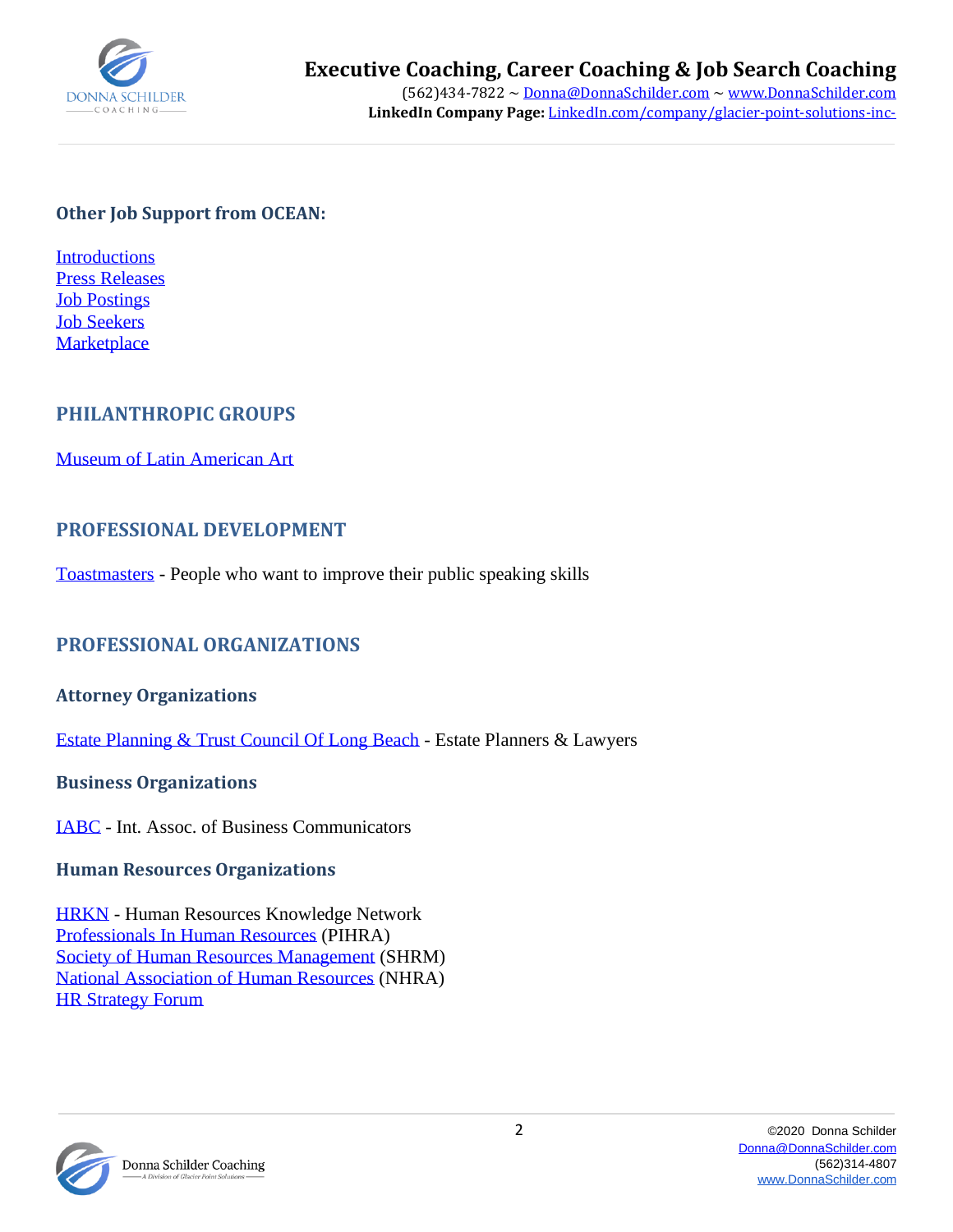### Other Job Support from OCEAN:

Introductions
Press Releases
Job Postings
Job Seekers
Marketplace

## PHILANTHROPIC GROUPS

Museum of Latin American Art

## PROFESSIONAL DEVELOPMENT

Toastmasters - People who want to improve their public speaking skills

## PROFESSIONAL ORGANIZATIONS

### Attorney Organizations

Estate Planning & Trust Council Of Long Beach - Estate Planners & Lawyers

### Business Organizations

IABC - Int. Assoc. of Business Communicators

### Human Resources Organizations

HRKN - Human Resources Knowledge Network
Professionals In Human Resources (PIHRA)
Society of Human Resources Management (SHRM)
National Association of Human Resources (NHRA)
HR Strategy Forum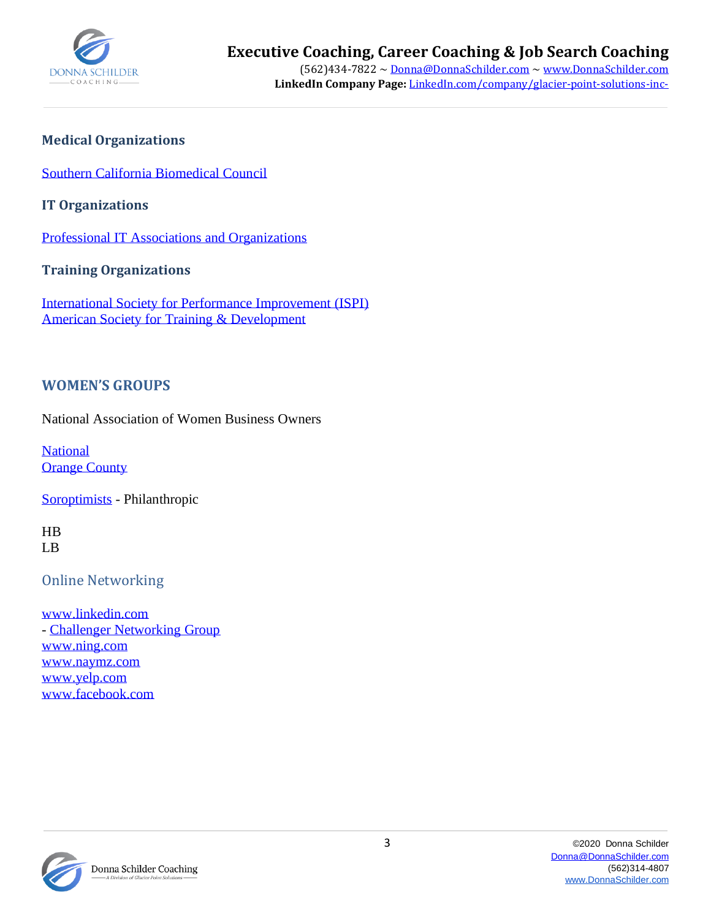### Medical Organizations

Southern California Biomedical Council

### IT Organizations

Professional IT Associations and Organizations

### Training Organizations

International Society for Performance Improvement (ISPI)
American Society for Training & Development

## WOMEN'S GROUPS

National Association of Women Business Owners

National
Orange County

Soroptimists - Philanthropic

HB
LB

## Online Networking

www.linkedin.com
- Challenger Networking Group
www.ning.com
www.naymz.com
www.yelp.com
www.facebook.com